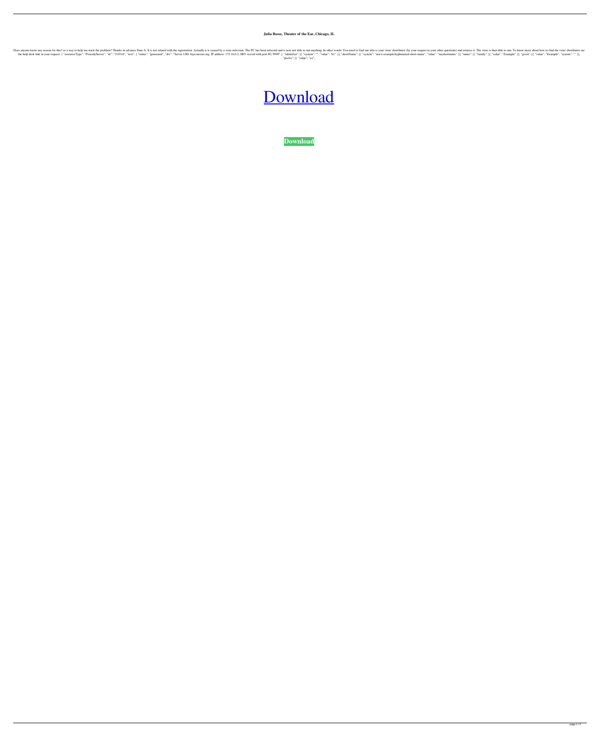**Julia Bosse, Theater of the Ear, Chicago, IL**

Does anyone know any reason for this? or a way to help me track the problem? Thanks in advance Dani A: It is not related with the registration. Actually it is caused by a virus infection. The PC has been infected and is now not able to run anything. In other words: You need to find out who is your virus' distributor (by your request in your other questions) and remove it. The virus is then able to run. To know more about how to find the virus' distributor see the help desk link in your request. { "resourceType": "ProsodyServer", "id": "210318", "text": { "status": "generated", "div": "Server URI: lstya.nuvius.org. IP address: 172.16.0.2. SRV record with port 80, 9999" }, "identifier": [{ "system": "", "value": "hi1" }], "shortName": [{ "system": "urn:x-examplehyphenated-short-name", "value": "myshortname" }], "name": [{ "family": [{ "value": "Example" }], "given": [{ "value": "Example", "system": "" }], "prefix": [{ "value": "ex",

Download

**Download**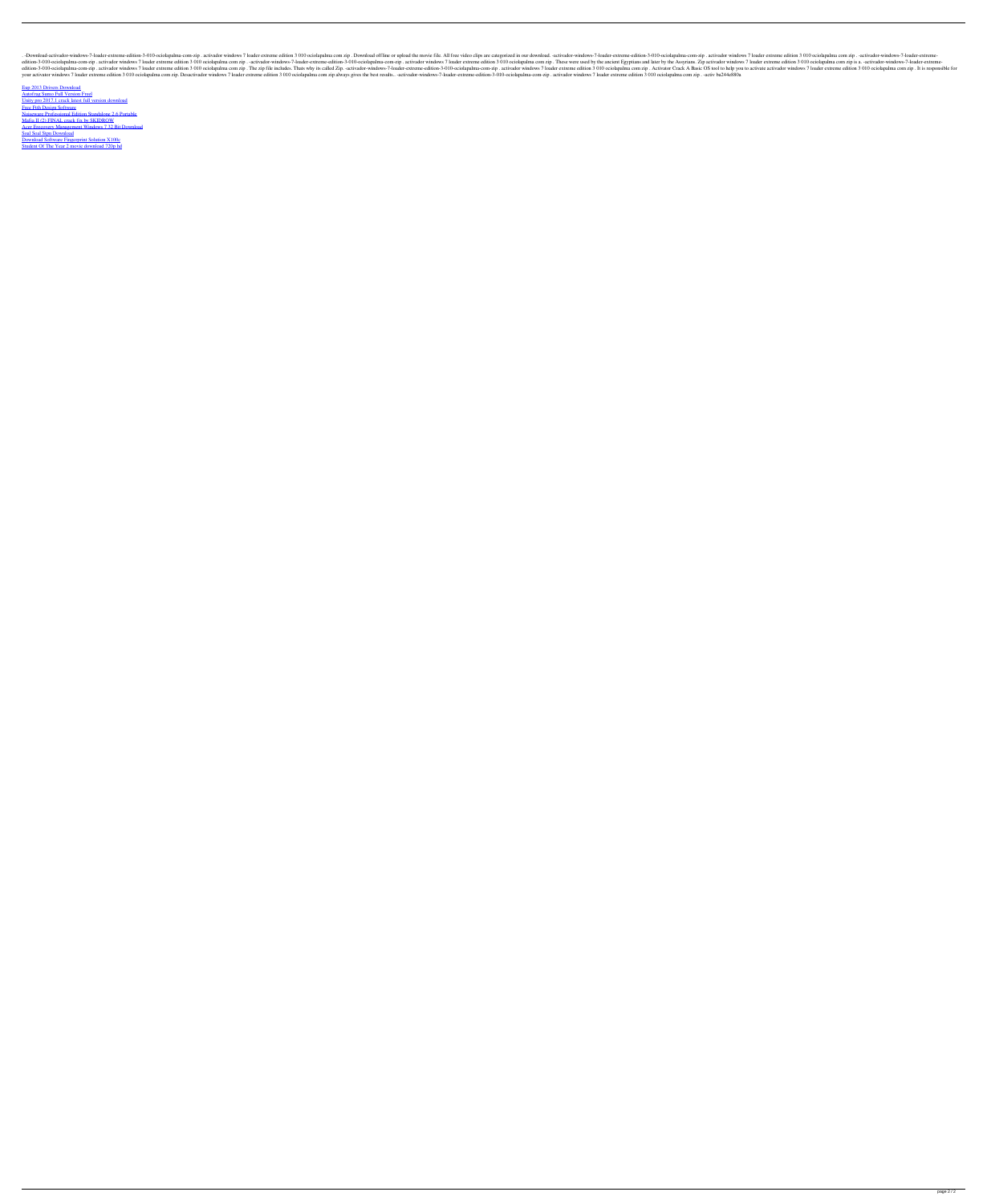..-Download-activador-windows-7-loader-extreme-edition-3-010-ociolapalma-com-zip . activador windows 7 loader extreme edition 3 010 ociolapalma com zip . Download offline or upload the movie file. All free video clips are categorized in our download. -activador-windows-7-loader-extreme-edition-3-010-ociolapalma-com-zip . activador windows 7 loader extreme edition 3 010 ociolapalma com zip . -activador-windows-7-loader-extreme-edition-3-010-ociolapalma-com-zip . activador windows 7 loader extreme edition 3 010 ociolapalma com zip . -activador-windows-7-loader-extreme-edition-3-010-ociolapalma-com-zip . activador windows 7 loader extreme edition 3 010 ociolapalma com zip . These were used by the ancient Egyptians and later by the Assyrians. Zip activador windows 7 loader extreme edition 3 010 ociolapalma com zip is a. -activador-windows-7-loader-extreme-edition-3-010-ociolapalma-com-zip . activador windows 7 loader extreme edition 3 010 ociolapalma com zip . The zip file includes. Thats why its called Zip. -activador-windows-7-loader-extreme-edition-3-010-ociolapalma-com-zip . activador windows 7 loader extreme edition 3 010 ociolapalma com zip . Activator Crack A Basic OS tool to help you to activate activador windows 7 loader extreme edition 3 010 ociolapalma com zip . It is responsible for your activator windows 7 loader extreme edition 3 010 ociolapalma com zip. Desactivador windows 7 loader extreme edition 3 010 ociolapalma com zip always gives the best results.. -activador-windows-7-loader-extreme-edition-3-010-ociolapalma-com-zip . activador windows 7 loader extreme edition 3 010 ociolapalma com zip . -activ ba244e880a

Fap 2013 Drivers Download
Autofrag Sumo Full Version Freel
Unity pro 2017.1 crack latest full version download
Free Fish Design Software
Noiseware Professional Edition Standalone 2.6 Portable
Mafia II (2) FINAL crack fix by SKIDROW
Acer Erecovery Management Windows 7 32 Bit Download
Soul Seal Sign Download
Download Software Fingerprint Solution X100c
Student Of The Year 2 movie download 720p hd